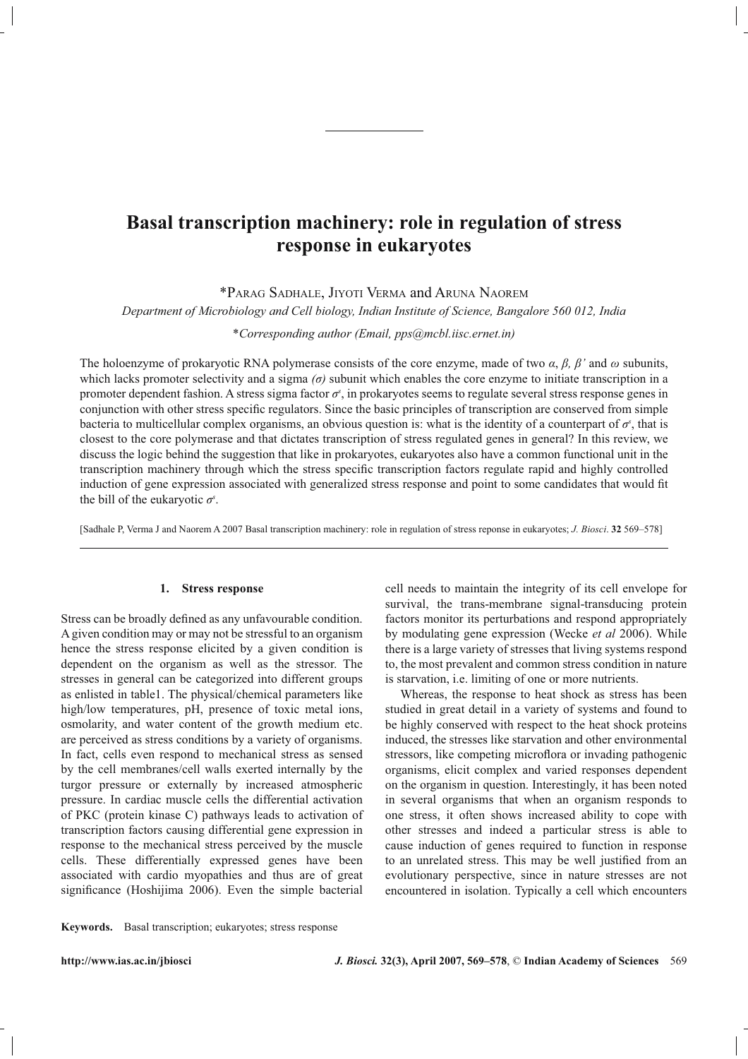# Basal transcription machinery: role in regulation of stress response in eukaryotes

*Parag Sadhale, Jiyoti Verma and Aruna Naorem

*Department of Microbiology and Cell biology, Indian Institute of Science, Bangalore 560 012, India*

**Corresponding author (Email, pps@mcbl.iisc.ernet.in)*

The holoenzyme of prokaryotic RNA polymerase consists of the core enzyme, made of two $\alpha$, $\beta$, $\beta'$ and $\omega$ subunits, which lacks promoter selectivity and a sigma *($\sigma$)* subunit which enables the core enzyme to initiate transcription in a promoter dependent fashion. A stress sigma factor $\sigma^s$, in prokaryotes seems to regulate several stress response genes in conjunction with other stress specific regulators. Since the basic principles of transcription are conserved from simple bacteria to multicellular complex organisms, an obvious question is: what is the identity of a counterpart of $\sigma^s$, that is closest to the core polymerase and that dictates transcription of stress regulated genes in general? In this review, we discuss the logic behind the suggestion that like in prokaryotes, eukaryotes also have a common functional unit in the transcription machinery through which the stress specific transcription factors regulate rapid and highly controlled induction of gene expression associated with generalized stress response and point to some candidates that would fit the bill of the eukaryotic $\sigma^s$.

[Sadhale P, Verma J and Naorem A 2007 Basal transcription machinery: role in regulation of stress reponse in eukaryotes; *J. Biosci*. **32** 569–578]

## 1. Stress response

Stress can be broadly defined as any unfavourable condition. A given condition may or may not be stressful to an organism hence the stress response elicited by a given condition is dependent on the organism as well as the stressor. The stresses in general can be categorized into different groups as enlisted in table1. The physical/chemical parameters like high/low temperatures, pH, presence of toxic metal ions, osmolarity, and water content of the growth medium etc. are perceived as stress conditions by a variety of organisms. In fact, cells even respond to mechanical stress as sensed by the cell membranes/cell walls exerted internally by the turgor pressure or externally by increased atmospheric pressure. In cardiac muscle cells the differential activation of PKC (protein kinase C) pathways leads to activation of transcription factors causing differential gene expression in response to the mechanical stress perceived by the muscle cells. These differentially expressed genes have been associated with cardio myopathies and thus are of great significance (Hoshijima 2006). Even the simple bacterial cell needs to maintain the integrity of its cell envelope for survival, the trans-membrane signal-transducing protein factors monitor its perturbations and respond appropriately by modulating gene expression (Wecke *et al* 2006). While there is a large variety of stresses that living systems respond to, the most prevalent and common stress condition in nature is starvation, i.e. limiting of one or more nutrients.

Whereas, the response to heat shock as stress has been studied in great detail in a variety of systems and found to be highly conserved with respect to the heat shock proteins induced, the stresses like starvation and other environmental stressors, like competing microflora or invading pathogenic organisms, elicit complex and varied responses dependent on the organism in question. Interestingly, it has been noted in several organisms that when an organism responds to one stress, it often shows increased ability to cope with other stresses and indeed a particular stress is able to cause induction of genes required to function in response to an unrelated stress. This may be well justified from an evolutionary perspective, since in nature stresses are not encountered in isolation. Typically a cell which encounters

**Keywords.** Basal transcription; eukaryotes; stress response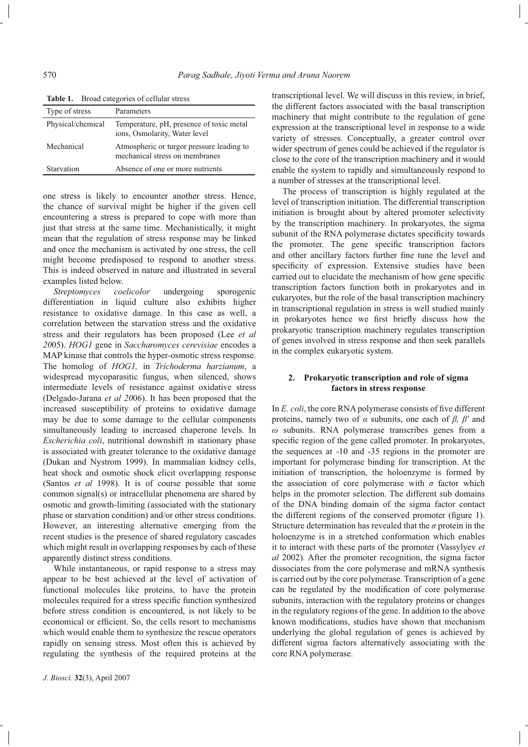**Table 1.** Broad categories of cellular stress

| Type of stress | Parameters |
| --- | --- |
| Physical/chemical | Temperature, pH, presence of toxic metal ions, Osmolarity, Water level |
| Mechanical | Atmospheric or turgor pressure leading to mechanical stress on membranes |
| Starvation | Absence of one or more nutrients |

one stress is likely to encounter another stress. Hence, the chance of survival might be higher if the given cell encountering a stress is prepared to cope with more than just that stress at the same time. Mechanistically, it might mean that the regulation of stress response may be linked and once the mechanism is activated by one stress, the cell might become predisposed to respond to another stress. This is indeed observed in nature and illustrated in several examples listed below.

*Streptomyces coelicolor* undergoing sporogenic differentiation in liquid culture also exhibits higher resistance to oxidative damage. In this case as well, a correlation between the starvation stress and the oxidative stress and their regulators has been proposed (Lee *et al* 2005). *HOG1* gene in *Saccharomyces cerevisiae* encodes a MAP kinase that controls the hyper-osmotic stress response. The homolog of *HOG1,* in *Trichoderma harzianum*, a widespread mycoparasitic fungus, when silenced, shows intermediate levels of resistance against oxidative stress (Delgado-Jarana *et al* 2006). It has been proposed that the increased susceptibility of proteins to oxidative damage may be due to some damage to the cellular components simultaneously leading to increased chaperone levels. In *Escherichia coli*, nutritional downshift in stationary phase is associated with greater tolerance to the oxidative damage (Dukan and Nystrom 1999). In mammalian kidney cells, heat shock and osmotic shock elicit overlapping response (Santos *et al* 1998). It is of course possible that some common signal(s) or intracellular phenomena are shared by osmotic and growth-limiting (associated with the stationary phase or starvation condition) and/or other stress conditions. However, an interesting alternative emerging from the recent studies is the presence of shared regulatory cascades which might result in overlapping responses by each of these apparently distinct stress conditions.

While instantaneous, or rapid response to a stress may appear to be best achieved at the level of activation of functional molecules like proteins, to have the protein molecules required for a stress specific function synthesized before stress condition is encountered, is not likely to be economical or efficient. So, the cells resort to mechanisms which would enable them to synthesize the rescue operators rapidly on sensing stress. Most often this is achieved by regulating the synthesis of the required proteins at the transcriptional level. We will discuss in this review, in brief, the different factors associated with the basal transcription machinery that might contribute to the regulation of gene expression at the transcriptional level in response to a wide variety of stresses. Conceptually, a greater control over wider spectrum of genes could be achieved if the regulator is close to the core of the transcription machinery and it would enable the system to rapidly and simultaneously respond to a number of stresses at the transcriptional level.

The process of transcription is highly regulated at the level of transcription initiation. The differential transcription initiation is brought about by altered promoter selectivity by the transcription machinery. In prokaryotes, the sigma subunit of the RNA polymerase dictates specificity towards the promoter. The gene specific transcription factors and other ancillary factors further fine tune the level and specificity of expression. Extensive studies have been carried out to elucidate the mechanism of how gene specific transcription factors function both in prokaryotes and in eukaryotes, but the role of the basal transcription machinery in transcriptional regulation in stress is well studied mainly in prokaryotes hence we first briefly discuss how the prokaryotic transcription machinery regulates transcription of genes involved in stress response and then seek parallels in the complex eukaryotic system.

## 2. Prokaryotic transcription and role of sigma factors in stress response

In *E. coli*, the core RNA polymerase consists of five different proteins, namely two of $\alpha$ subunits, one each of $\beta$, $\beta'$ and $\omega$ subunits. RNA polymerase transcribes genes from a specific region of the gene called promoter. In prokaryotes, the sequences at -10 and -35 regions in the promoter are important for polymerase binding for transcription. At the initiation of transcription, the holoenzyme is formed by the association of core polymerase with $\sigma$ factor which helps in the promoter selection. The different sub domains of the DNA binding domain of the sigma factor contact the different regions of the conserved promoter (figure 1). Structure determination has revealed that the $\sigma$ protein in the holoenzyme is in a stretched conformation which enables it to interact with these parts of the promoter (Vassylyev *et al* 2002). After the promoter recognition, the sigma factor dissociates from the core polymerase and mRNA synthesis is carried out by the core polymerase. Transcription of a gene can be regulated by the modification of core polymerase subunits, interaction with the regulatory proteins or changes in the regulatory regions of the gene. In addition to the above known modifications, studies have shown that mechanism underlying the global regulation of genes is achieved by different sigma factors alternatively associating with the core RNA polymerase.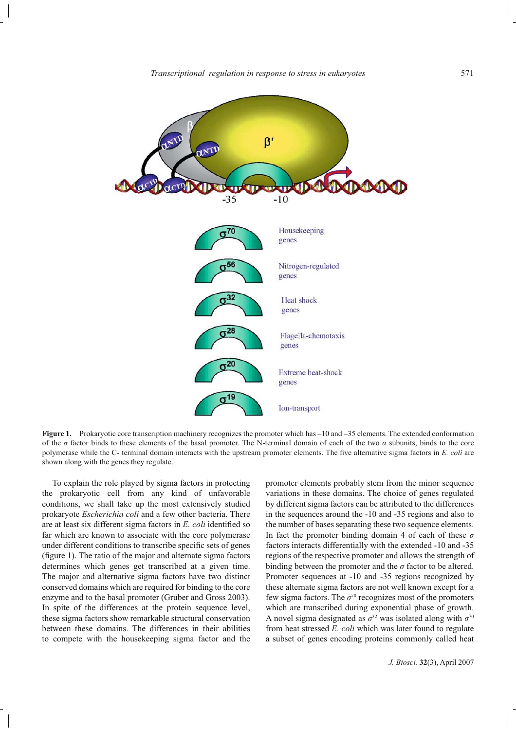**Figure 1.** Prokaryotic core transcription machinery recognizes the promoter which has –10 and –35 elements. The extended conformation of the $\sigma$ factor binds to these elements of the basal promoter. The N-terminal domain of each of the two $\alpha$ subunits, binds to the core polymerase while the C- terminal domain interacts with the upstream promoter elements. The five alternative sigma factors in *E. coli* are shown along with the genes they regulate.

To explain the role played by sigma factors in protecting the prokaryotic cell from any kind of unfavorable conditions, we shall take up the most extensively studied prokaryote *Escherichia coli* and a few other bacteria. There are at least six different sigma factors in *E. coli* identified so far which are known to associate with the core polymerase under different conditions to transcribe specific sets of genes (figure 1). The ratio of the major and alternate sigma factors determines which genes get transcribed at a given time. The major and alternative sigma factors have two distinct conserved domains which are required for binding to the core enzyme and to the basal promoter (Gruber and Gross 2003). In spite of the differences at the protein sequence level, these sigma factors show remarkable structural conservation between these domains. The differences in their abilities to compete with the housekeeping sigma factor and the promoter elements probably stem from the minor sequence variations in these domains. The choice of genes regulated by different sigma factors can be attributed to the differences in the sequences around the -10 and -35 regions and also to the number of bases separating these two sequence elements. In fact the promoter binding domain 4 of each of these $\sigma$ factors interacts differentially with the extended -10 and -35 regions of the respective promoter and allows the strength of binding between the promoter and the $\sigma$ factor to be altered. Promoter sequences at -10 and -35 regions recognized by these alternate sigma factors are not well known except for a few sigma factors. The $\sigma^{70}$ recognizes most of the promoters which are transcribed during exponential phase of growth. A novel sigma designated as $\sigma^{32}$ was isolated along with $\sigma^{70}$ from heat stressed *E. coli* which was later found to regulate a subset of genes encoding proteins commonly called heat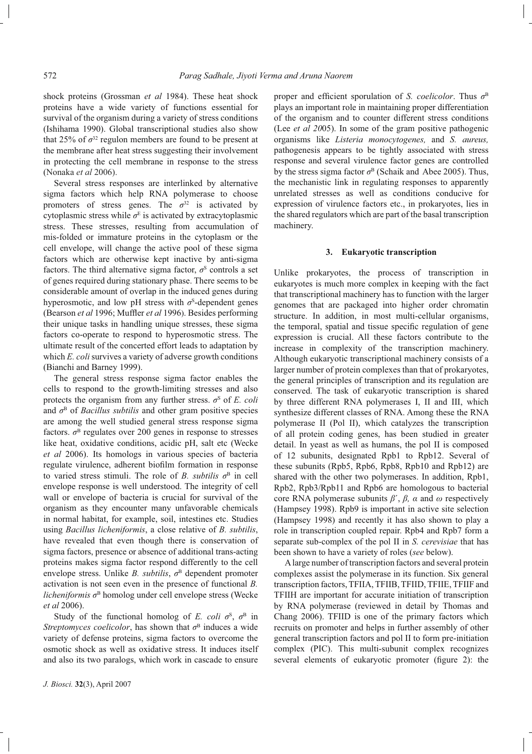shock proteins (Grossman *et al* 1984). These heat shock proteins have a wide variety of functions essential for survival of the organism during a variety of stress conditions (Ishihama 1990). Global transcriptional studies also show that 25% of $\sigma^{32}$ regulon members are found to be present at the membrane after heat stress suggesting their involvement in protecting the cell membrane in response to the stress (Nonaka *et al* 2006).

Several stress responses are interlinked by alternative sigma factors which help RNA polymerase to choose promoters of stress genes. The $\sigma^{32}$ is activated by cytoplasmic stress while $\sigma^{E}$ is activated by extracytoplasmic stress. These stresses, resulting from accumulation of mis-folded or immature proteins in the cytoplasm or the cell envelope, will change the active pool of these sigma factors which are otherwise kept inactive by anti-sigma factors. The third alternative sigma factor, $\sigma^{S}$ controls a set of genes required during stationary phase. There seems to be considerable amount of overlap in the induced genes during hyperosmotic, and low pH stress with $\sigma^{S}$-dependent genes (Bearson *et al* 1996; Muffler *et al* 1996). Besides performing their unique tasks in handling unique stresses, these sigma factors co-operate to respond to hyperosmotic stress. The ultimate result of the concerted effort leads to adaptation by which *E. coli* survives a variety of adverse growth conditions (Bianchi and Barney 1999).

The general stress response sigma factor enables the cells to respond to the growth-limiting stresses and also protects the organism from any further stress. $\sigma^{S}$ of *E. coli* and $\sigma^{B}$ of *Bacillus subtilis* and other gram positive species are among the well studied general stress response sigma factors. $\sigma^{B}$ regulates over 200 genes in response to stresses like heat, oxidative conditions, acidic pH, salt etc (Wecke *et al* 2006). Its homologs in various species of bacteria regulate virulence, adherent biofilm formation in response to varied stress stimuli. The role of *B. subtilis* $\sigma^{B}$ in cell envelope response is well understood. The integrity of cell wall or envelope of bacteria is crucial for survival of the organism as they encounter many unfavorable chemicals in normal habitat, for example, soil, intestines etc. Studies using *Bacillus licheniformis*, a close relative of *B. subtilis*, have revealed that even though there is conservation of sigma factors, presence or absence of additional trans-acting proteins makes sigma factor respond differently to the cell envelope stress. Unlike *B. subtilis*, $\sigma^{B}$ dependent promoter activation is not seen even in the presence of functional *B. licheniformis* $\sigma^{B}$ homolog under cell envelope stress (Wecke *et al* 2006).

Study of the functional homolog of *E. coli* $\sigma^{S}$, $\sigma^{B}$ in *Streptomyces coelicolor*, has shown that $\sigma^{B}$ induces a wide variety of defense proteins, sigma factors to overcome the osmotic shock as well as oxidative stress. It induces itself and also its two paralogs, which work in cascade to ensure proper and efficient sporulation of *S. coelicolor*. Thus $\sigma^{B}$ plays an important role in maintaining proper differentiation of the organism and to counter different stress conditions (Lee *et al 20*05). In some of the gram positive pathogenic organisms like *Listeria monocytogenes,* and *S. aureus,* pathogenesis appears to be tightly associated with stress response and several virulence factor genes are controlled by the stress sigma factor $\sigma^{B}$ (Schaik and Abee 2005). Thus, the mechanistic link in regulating responses to apparently unrelated stresses as well as conditions conducive for expression of virulence factors etc., in prokaryotes, lies in the shared regulators which are part of the basal transcription machinery.

## 3. Eukaryotic transcription

Unlike prokaryotes, the process of transcription in eukaryotes is much more complex in keeping with the fact that transcriptional machinery has to function with the larger genomes that are packaged into higher order chromatin structure. In addition, in most multi-cellular organisms, the temporal, spatial and tissue specific regulation of gene expression is crucial. All these factors contribute to the increase in complexity of the transcription machinery. Although eukaryotic transcriptional machinery consists of a larger number of protein complexes than that of prokaryotes, the general principles of transcription and its regulation are conserved. The task of eukaryotic transcription is shared by three different RNA polymerases I, II and III, which synthesize different classes of RNA. Among these the RNA polymerase II (Pol II), which catalyzes the transcription of all protein coding genes, has been studied in greater detail. In yeast as well as humans, the pol II is composed of 12 subunits, designated Rpb1 to Rpb12. Several of these subunits (Rpb5, Rpb6, Rpb8, Rpb10 and Rpb12) are shared with the other two polymerases. In addition, Rpb1, Rpb2, Rpb3/Rpb11 and Rpb6 are homologous to bacterial core RNA polymerase subunits *β′*, *β, α* and *ω* respectively (Hampsey 1998). Rpb9 is important in active site selection (Hampsey 1998) and recently it has also shown to play a role in transcription coupled repair. Rpb4 and Rpb7 form a separate sub-complex of the pol II in *S. cerevisiae* that has been shown to have a variety of roles (*see* below).

A large number of transcription factors and several protein complexes assist the polymerase in its function. Six general transcription factors, TFIIA, TFIIB, TFIID, TFIIE, TFIIF and TFIIH are important for accurate initiation of transcription by RNA polymerase (reviewed in detail by Thomas and Chang 2006). TFIID is one of the primary factors which recruits on promoter and helps in further assembly of other general transcription factors and pol II to form pre-initiation complex (PIC). This multi-subunit complex recognizes several elements of eukaryotic promoter (figure 2): the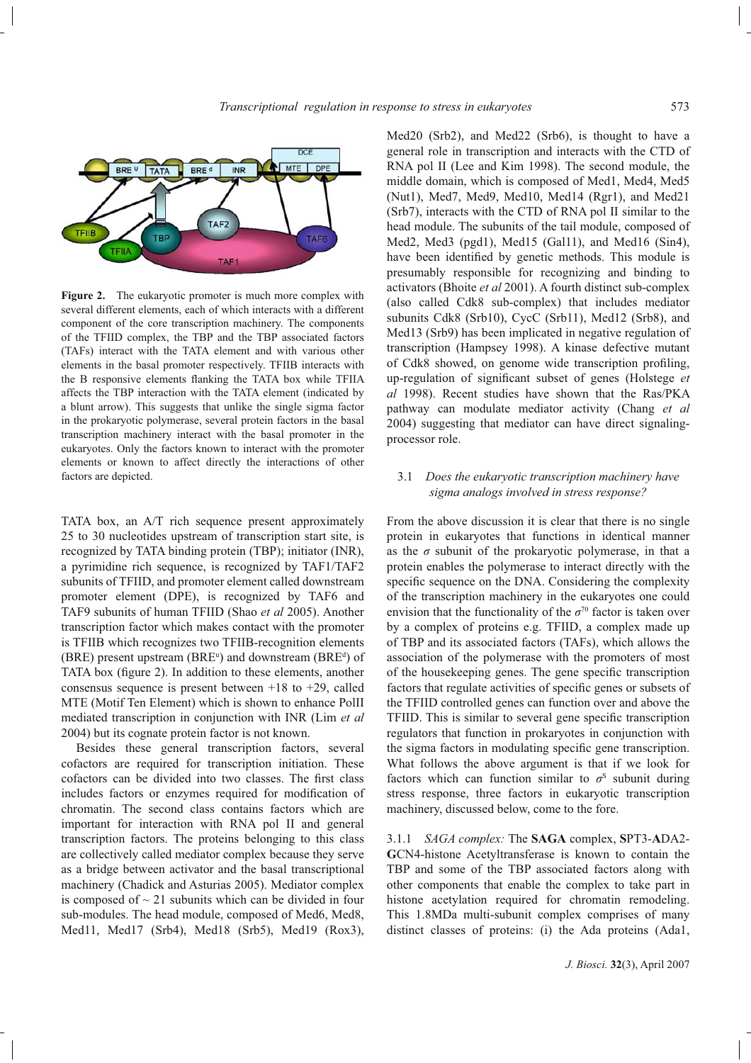**Figure 2.** The eukaryotic promoter is much more complex with several different elements, each of which interacts with a different component of the core transcription machinery. The components of the TFIID complex, the TBP and the TBP associated factors (TAFs) interact with the TATA element and with various other elements in the basal promoter respectively. TFIIB interacts with the B responsive elements flanking the TATA box while TFIIA affects the TBP interaction with the TATA element (indicated by a blunt arrow). This suggests that unlike the single sigma factor in the prokaryotic polymerase, several protein factors in the basal transcription machinery interact with the basal promoter in the eukaryotes. Only the factors known to interact with the promoter elements or known to affect directly the interactions of other factors are depicted.

TATA box, an A/T rich sequence present approximately 25 to 30 nucleotides upstream of transcription start site, is recognized by TATA binding protein (TBP); initiator (INR), a pyrimidine rich sequence, is recognized by TAF1/TAF2 subunits of TFIID, and promoter element called downstream promoter element (DPE), is recognized by TAF6 and TAF9 subunits of human TFIID (Shao *et al* 2005). Another transcription factor which makes contact with the promoter is TFIIB which recognizes two TFIIB-recognition elements (BRE) present upstream ($BRE^u$) and downstream ($BRE^d$) of TATA box (figure 2). In addition to these elements, another consensus sequence is present between +18 to +29, called MTE (Motif Ten Element) which is shown to enhance PolII mediated transcription in conjunction with INR (Lim *et al* 2004) but its cognate protein factor is not known.

Besides these general transcription factors, several cofactors are required for transcription initiation. These cofactors can be divided into two classes. The first class includes factors or enzymes required for modification of chromatin. The second class contains factors which are important for interaction with RNA pol II and general transcription factors. The proteins belonging to this class are collectively called mediator complex because they serve as a bridge between activator and the basal transcriptional machinery (Chadick and Asturias 2005). Mediator complex is composed of ~ 21 subunits which can be divided in four sub-modules. The head module, composed of Med6, Med8, Med11, Med17 (Srb4), Med18 (Srb5), Med19 (Rox3), Med20 (Srb2), and Med22 (Srb6), is thought to have a general role in transcription and interacts with the CTD of RNA pol II (Lee and Kim 1998). The second module, the middle domain, which is composed of Med1, Med4, Med5 (Nut1), Med7, Med9, Med10, Med14 (Rgr1), and Med21 (Srb7), interacts with the CTD of RNA pol II similar to the head module. The subunits of the tail module, composed of Med2, Med3 (pgd1), Med15 (Gal11), and Med16 (Sin4), have been identified by genetic methods. This module is presumably responsible for recognizing and binding to activators (Bhoite *et al* 2001). A fourth distinct sub-complex (also called Cdk8 sub-complex) that includes mediator subunits Cdk8 (Srb10), CycC (Srb11), Med12 (Srb8), and Med13 (Srb9) has been implicated in negative regulation of transcription (Hampsey 1998). A kinase defective mutant of Cdk8 showed, on genome wide transcription profiling, up-regulation of significant subset of genes (Holstege *et al* 1998). Recent studies have shown that the Ras/PKA pathway can modulate mediator activity (Chang *et al* 2004) suggesting that mediator can have direct signaling-processor role.

### 3.1 *Does the eukaryotic transcription machinery have sigma analogs involved in stress response?*

From the above discussion it is clear that there is no single protein in eukaryotes that functions in identical manner as the $\sigma$ subunit of the prokaryotic polymerase, in that a protein enables the polymerase to interact directly with the specific sequence on the DNA. Considering the complexity of the transcription machinery in the eukaryotes one could envision that the functionality of the $\sigma^{70}$ factor is taken over by a complex of proteins e.g. TFIID, a complex made up of TBP and its associated factors (TAFs), which allows the association of the polymerase with the promoters of most of the housekeeping genes. The gene specific transcription factors that regulate activities of specific genes or subsets of the TFIID controlled genes can function over and above the TFIID. This is similar to several gene specific transcription regulators that function in prokaryotes in conjunction with the sigma factors in modulating specific gene transcription. What follows the above argument is that if we look for factors which can function similar to $\sigma^S$ subunit during stress response, three factors in eukaryotic transcription machinery, discussed below, come to the fore.

3.1.1 *SAGA complex:* The **SAGA** complex, **S**PT3-**A**DA2-**G**CN4-histone Acetyltransferase is known to contain the TBP and some of the TBP associated factors along with other components that enable the complex to take part in histone acetylation required for chromatin remodeling. This 1.8MDa multi-subunit complex comprises of many distinct classes of proteins: (i) the Ada proteins (Ada1,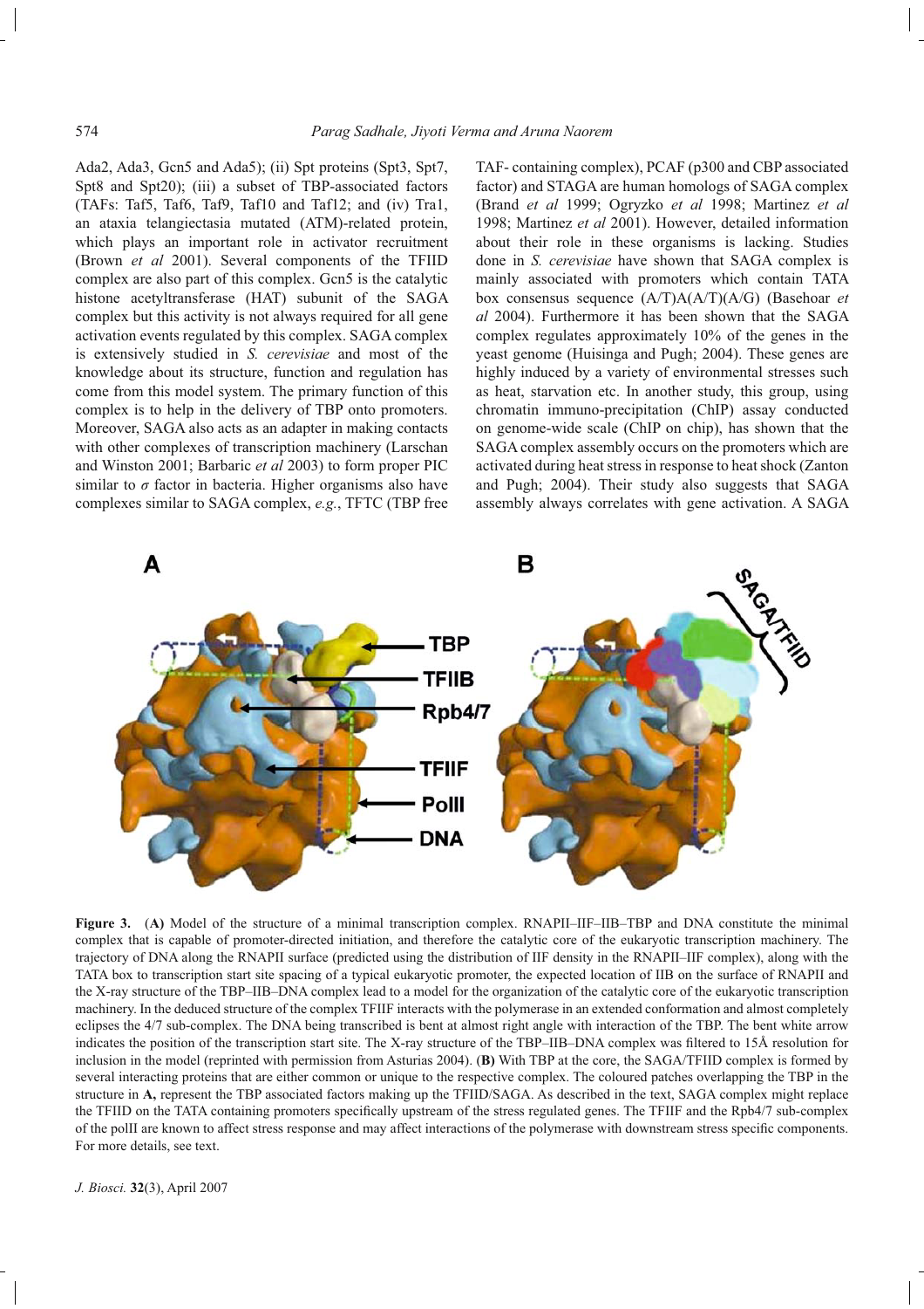Ada2, Ada3, Gcn5 and Ada5); (ii) Spt proteins (Spt3, Spt7, Spt8 and Spt20); (iii) a subset of TBP-associated factors (TAFs: Taf5, Taf6, Taf9, Taf10 and Taf12; and (iv) Tra1, an ataxia telangiectasia mutated (ATM)-related protein, which plays an important role in activator recruitment (Brown *et al* 2001). Several components of the TFIID complex are also part of this complex. Gcn5 is the catalytic histone acetyltransferase (HAT) subunit of the SAGA complex but this activity is not always required for all gene activation events regulated by this complex. SAGA complex is extensively studied in *S. cerevisiae* and most of the knowledge about its structure, function and regulation has come from this model system. The primary function of this complex is to help in the delivery of TBP onto promoters. Moreover, SAGA also acts as an adapter in making contacts with other complexes of transcription machinery (Larschan and Winston 2001; Barbaric *et al* 2003) to form proper PIC similar to $\sigma$ factor in bacteria. Higher organisms also have complexes similar to SAGA complex, *e.g.*, TFTC (TBP free TAF- containing complex), PCAF (p300 and CBP associated factor) and STAGA are human homologs of SAGA complex (Brand *et al* 1999; Ogryzko *et al* 1998; Martinez *et al* 1998; Martinez *et al* 2001). However, detailed information about their role in these organisms is lacking. Studies done in *S. cerevisiae* have shown that SAGA complex is mainly associated with promoters which contain TATA box consensus sequence (A/T)A(A/T)(A/G) (Basehoar *et al* 2004). Furthermore it has been shown that the SAGA complex regulates approximately 10% of the genes in the yeast genome (Huisinga and Pugh; 2004). These genes are highly induced by a variety of environmental stresses such as heat, starvation etc. In another study, this group, using chromatin immuno-precipitation (ChIP) assay conducted on genome-wide scale (ChIP on chip), has shown that the SAGA complex assembly occurs on the promoters which are activated during heat stress in response to heat shock (Zanton and Pugh; 2004). Their study also suggests that SAGA assembly always correlates with gene activation. A SAGA

**Figure 3.** (**A**) Model of the structure of a minimal transcription complex. RNAPII–IIF–IIB–TBP and DNA constitute the minimal complex that is capable of promoter-directed initiation, and therefore the catalytic core of the eukaryotic transcription machinery. The trajectory of DNA along the RNAPII surface (predicted using the distribution of IIF density in the RNAPII–IIF complex), along with the TATA box to transcription start site spacing of a typical eukaryotic promoter, the expected location of IIB on the surface of RNAPII and the X-ray structure of the TBP–IIB–DNA complex lead to a model for the organization of the catalytic core of the eukaryotic transcription machinery. In the deduced structure of the complex TFIIF interacts with the polymerase in an extended conformation and almost completely eclipses the 4/7 sub-complex. The DNA being transcribed is bent at almost right angle with interaction of the TBP. The bent white arrow indicates the position of the transcription start site. The X-ray structure of the TBP–IIB–DNA complex was filtered to 15Å resolution for inclusion in the model (reprinted with permission from Asturias 2004). (**B**) With TBP at the core, the SAGA/TFIID complex is formed by several interacting proteins that are either common or unique to the respective complex. The coloured patches overlapping the TBP in the structure in **A,** represent the TBP associated factors making up the TFIID/SAGA. As described in the text, SAGA complex might replace the TFIID on the TATA containing promoters specifically upstream of the stress regulated genes. The TFIIF and the Rpb4/7 sub-complex of the polII are known to affect stress response and may affect interactions of the polymerase with downstream stress specific components. For more details, see text.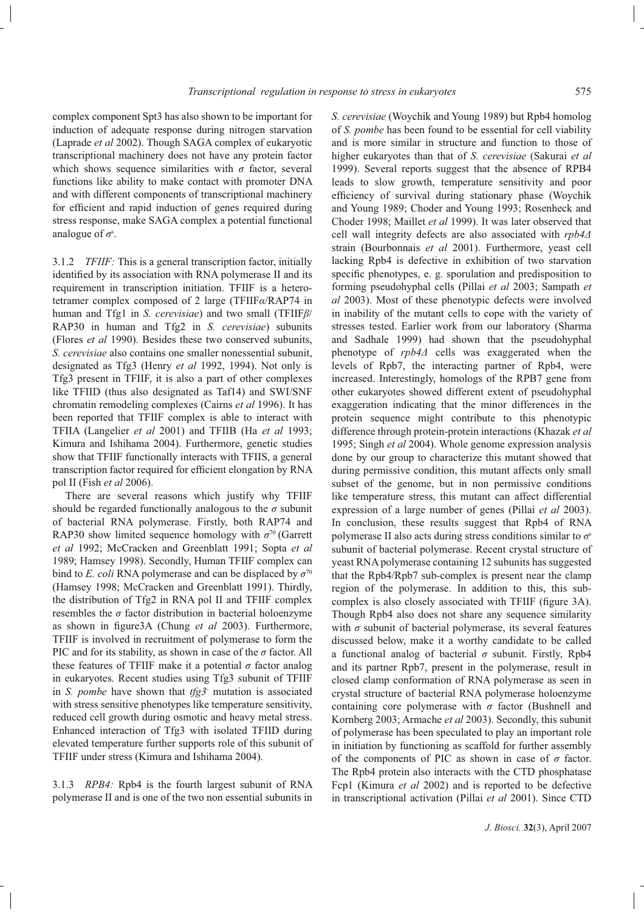complex component Spt3 has also shown to be important for induction of adequate response during nitrogen starvation (Laprade *et al* 2002). Though SAGA complex of eukaryotic transcriptional machinery does not have any protein factor which shows sequence similarities with $\sigma$ factor, several functions like ability to make contact with promoter DNA and with different components of transcriptional machinery for efficient and rapid induction of genes required during stress response, make SAGA complex a potential functional analogue of $\sigma^s$.

3.1.2 *TFIIF:* This is a general transcription factor, initially identified by its association with RNA polymerase II and its requirement in transcription initiation. TFIIF is a heterotetramer complex composed of 2 large (TFIIF$\alpha$/RAP74 in human and Tfg1 in *S. cerevisiae*) and two small (TFIIF$\beta$/RAP30 in human and Tfg2 in *S. cerevisiae*) subunits (Flores *et al* 1990). Besides these two conserved subunits, *S. cerevisiae* also contains one smaller nonessential subunit, designated as Tfg3 (Henry *et al* 1992, 1994). Not only is Tfg3 present in TFIIF, it is also a part of other complexes like TFIID (thus also designated as Taf14) and SWI/SNF chromatin remodeling complexes (Cairns *et al* 1996). It has been reported that TFIIF complex is able to interact with TFIIA (Langelier *et al* 2001) and TFIIB (Ha *et al* 1993; Kimura and Ishihama 2004). Furthermore, genetic studies show that TFIIF functionally interacts with TFIIS, a general transcription factor required for efficient elongation by RNA pol II (Fish *et al* 2006).

There are several reasons which justify why TFIIF should be regarded functionally analogous to the $\sigma$ subunit of bacterial RNA polymerase. Firstly, both RAP74 and RAP30 show limited sequence homology with $\sigma^{70}$ (Garrett *et al* 1992; McCracken and Greenblatt 1991; Sopta *et al* 1989; Hamsey 1998). Secondly, Human TFIIF complex can bind to *E. coli* RNA polymerase and can be displaced by $\sigma^{70}$ (Hamsey 1998; McCracken and Greenblatt 1991). Thirdly, the distribution of Tfg2 in RNA pol II and TFIIF complex resembles the $\sigma$ factor distribution in bacterial holoenzyme as shown in figure3A (Chung *et al* 2003). Furthermore, TFIIF is involved in recruitment of polymerase to form the PIC and for its stability, as shown in case of the $\sigma$ factor. All these features of TFIIF make it a potential $\sigma$ factor analog in eukaryotes. Recent studies using Tfg3 subunit of TFIIF in *S. pombe* have shown that *tfg3*$^-$ mutation is associated with stress sensitive phenotypes like temperature sensitivity, reduced cell growth during osmotic and heavy metal stress. Enhanced interaction of Tfg3 with isolated TFIID during elevated temperature further supports role of this subunit of TFIIF under stress (Kimura and Ishihama 2004).

3.1.3 *RPB4:* Rpb4 is the fourth largest subunit of RNA polymerase II and is one of the two non essential subunits in *S. cerevisiae* (Woychik and Young 1989) but Rpb4 homolog of *S. pombe* has been found to be essential for cell viability and is more similar in structure and function to those of higher eukaryotes than that of *S. cerevisiae* (Sakurai *et al* 1999). Several reports suggest that the absence of RPB4 leads to slow growth, temperature sensitivity and poor efficiency of survival during stationary phase (Woychik and Young 1989; Choder and Young 1993; Rosenheck and Choder 1998; Maillet *et al* 1999). It was later observed that cell wall integrity defects are also associated with *rpb4Δ* strain (Bourbonnais *et al* 2001). Furthermore, yeast cell lacking Rpb4 is defective in exhibition of two starvation specific phenotypes, e. g. sporulation and predisposition to forming pseudohyphal cells (Pillai *et al* 2003; Sampath *et al* 2003). Most of these phenotypic defects were involved in inability of the mutant cells to cope with the variety of stresses tested. Earlier work from our laboratory (Sharma and Sadhale 1999) had shown that the pseudohyphal phenotype of *rpb4Δ* cells was exaggerated when the levels of Rpb7, the interacting partner of Rpb4, were increased. Interestingly, homologs of the RPB7 gene from other eukaryotes showed different extent of pseudohyphal exaggeration indicating that the minor differences in the protein sequence might contribute to this phenotypic difference through protein-protein interactions (Khazak *et al* 1995; Singh *et al* 2004). Whole genome expression analysis done by our group to characterize this mutant showed that during permissive condition, this mutant affects only small subset of the genome, but in non permissive conditions like temperature stress, this mutant can affect differential expression of a large number of genes (Pillai *et al* 2003). In conclusion, these results suggest that Rpb4 of RNA polymerase II also acts during stress conditions similar to $\sigma^s$ subunit of bacterial polymerase. Recent crystal structure of yeast RNA polymerase containing 12 subunits has suggested that the Rpb4/Rpb7 sub-complex is present near the clamp region of the polymerase. In addition to this, this sub-complex is also closely associated with TFIIF (figure 3A). Though Rpb4 also does not share any sequence similarity with $\sigma$ subunit of bacterial polymerase, its several features discussed below, make it a worthy candidate to be called a functional analog of bacterial $\sigma$ subunit. Firstly, Rpb4 and its partner Rpb7, present in the polymerase, result in closed clamp conformation of RNA polymerase as seen in crystal structure of bacterial RNA polymerase holoenzyme containing core polymerase with $\sigma$ factor (Bushnell and Kornberg 2003; Armache *et al* 2003). Secondly, this subunit of polymerase has been speculated to play an important role in initiation by functioning as scaffold for further assembly of the components of PIC as shown in case of $\sigma$ factor. The Rpb4 protein also interacts with the CTD phosphatase Fcp1 (Kimura *et al* 2002) and is reported to be defective in transcriptional activation (Pillai *et al* 2001). Since CTD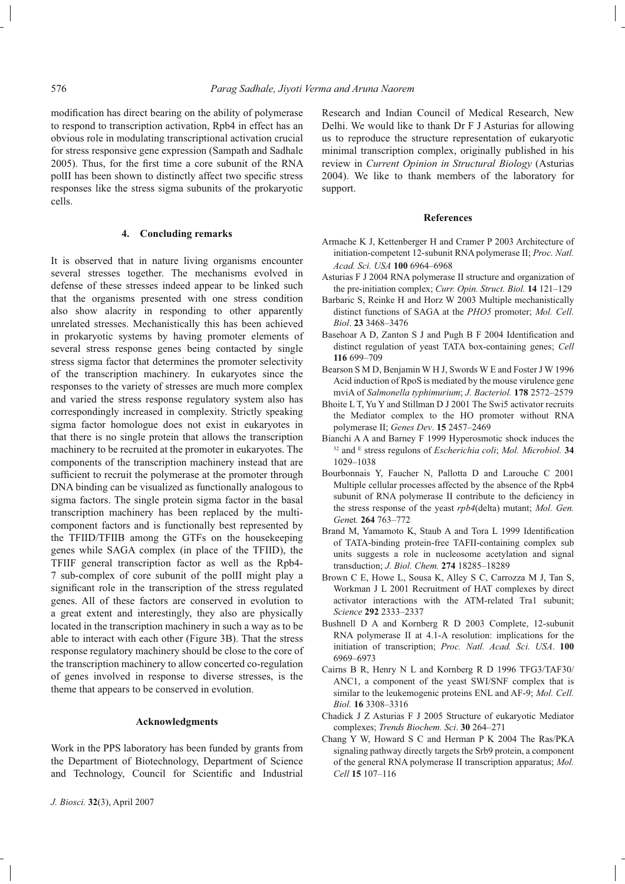modification has direct bearing on the ability of polymerase to respond to transcription activation, Rpb4 in effect has an obvious role in modulating transcriptional activation crucial for stress responsive gene expression (Sampath and Sadhale 2005). Thus, for the first time a core subunit of the RNA polII has been shown to distinctly affect two specific stress responses like the stress sigma subunits of the prokaryotic cells.

## 4. Concluding remarks

It is observed that in nature living organisms encounter several stresses together. The mechanisms evolved in defense of these stresses indeed appear to be linked such that the organisms presented with one stress condition also show alacrity in responding to other apparently unrelated stresses. Mechanistically this has been achieved in prokaryotic systems by having promoter elements of several stress response genes being contacted by single stress sigma factor that determines the promoter selectivity of the transcription machinery. In eukaryotes since the responses to the variety of stresses are much more complex and varied the stress response regulatory system also has correspondingly increased in complexity. Strictly speaking sigma factor homologue does not exist in eukaryotes in that there is no single protein that allows the transcription machinery to be recruited at the promoter in eukaryotes. The components of the transcription machinery instead that are sufficient to recruit the polymerase at the promoter through DNA binding can be visualized as functionally analogous to sigma factors. The single protein sigma factor in the basal transcription machinery has been replaced by the multi-component factors and is functionally best represented by the TFIID/TFIIB among the GTFs on the housekeeping genes while SAGA complex (in place of the TFIID), the TFIIF general transcription factor as well as the Rpb4-7 sub-complex of core subunit of the polII might play a significant role in the transcription of the stress regulated genes. All of these factors are conserved in evolution to a great extent and interestingly, they also are physically located in the transcription machinery in such a way as to be able to interact with each other (Figure 3B). That the stress response regulatory machinery should be close to the core of the transcription machinery to allow concerted co-regulation of genes involved in response to diverse stresses, is the theme that appears to be conserved in evolution.

## Acknowledgments

Work in the PPS laboratory has been funded by grants from the Department of Biotechnology, Department of Science and Technology, Council for Scientific and Industrial Research and Indian Council of Medical Research, New Delhi. We would like to thank Dr F J Asturias for allowing us to reproduce the structure representation of eukaryotic minimal transcription complex, originally published in his review in *Current Opinion in Structural Biology* (Asturias 2004). We like to thank members of the laboratory for support.

## References

Armache K J, Kettenberger H and Cramer P 2003 Architecture of initiation-competent 12-subunit RNA polymerase II; *Proc. Natl. Acad. Sci. USA* **100** 6964–6968

Asturias F J 2004 RNA polymerase II structure and organization of the pre-initiation complex; *Curr. Opin. Struct. Biol.* **14** 121–129

Barbaric S, Reinke H and Horz W 2003 Multiple mechanistically distinct functions of SAGA at the *PHO5* promoter; *Mol. Cell. Biol*. **23** 3468–3476

Basehoar A D, Zanton S J and Pugh B F 2004 Identification and distinct regulation of yeast TATA box-containing genes; *Cell* **116** 699–709

Bearson S M D, Benjamin W H J, Swords W E and Foster J W 1996 Acid induction of RpoS is mediated by the mouse virulence gene mviA of *Salmonella typhimurium*; *J. Bacteriol.* **178** 2572–2579

Bhoite L T, Yu Y and Stillman D J 2001 The Swi5 activator recruits the Mediator complex to the HO promoter without RNA polymerase II; *Genes Dev*. **15** 2457–2469

Bianchi A A and Barney F 1999 Hyperosmotic shock induces the 32 and E stress regulons of *Escherichia coli*; *Mol. Microbiol.* **34** 1029–1038

Bourbonnais Y, Faucher N, Pallotta D and Larouche C 2001 Multiple cellular processes affected by the absence of the Rpb4 subunit of RNA polymerase II contribute to the deficiency in the stress response of the yeast *rpb4*(delta) mutant; *Mol. Gen. Gen*et. **264** 763–772

Brand M, Yamamoto K, Staub A and Tora L 1999 Identification of TATA-binding protein-free TAFII-containing complex sub units suggests a role in nucleosome acetylation and signal transduction; *J. Biol. Chem.* **274** 18285–18289

Brown C E, Howe L, Sousa K, Alley S C, Carrozza M J, Tan S, Workman J L 2001 Recruitment of HAT complexes by direct activator interactions with the ATM-related Tra1 subunit; *Science* **292** 2333–2337

Bushnell D A and Kornberg R D 2003 Complete, 12-subunit RNA polymerase II at 4.1-A resolution: implications for the initiation of transcription; *Proc. Natl. Acad. Sci. USA*. **100** 6969–6973

Cairns B R, Henry N L and Kornberg R D 1996 TFG3/TAF30/ ANC1, a component of the yeast SWI/SNF complex that is similar to the leukemogenic proteins ENL and AF-9; *Mol. Cell. Biol.* **16** 3308–3316

Chadick J Z Asturias F J 2005 Structure of eukaryotic Mediator complexes; *Trends Biochem. Sci*. **30** 264–271

Chang Y W, Howard S C and Herman P K 2004 The Ras/PKA signaling pathway directly targets the Srb9 protein, a component of the general RNA polymerase II transcription apparatus; *Mol. Cell* **15** 107–116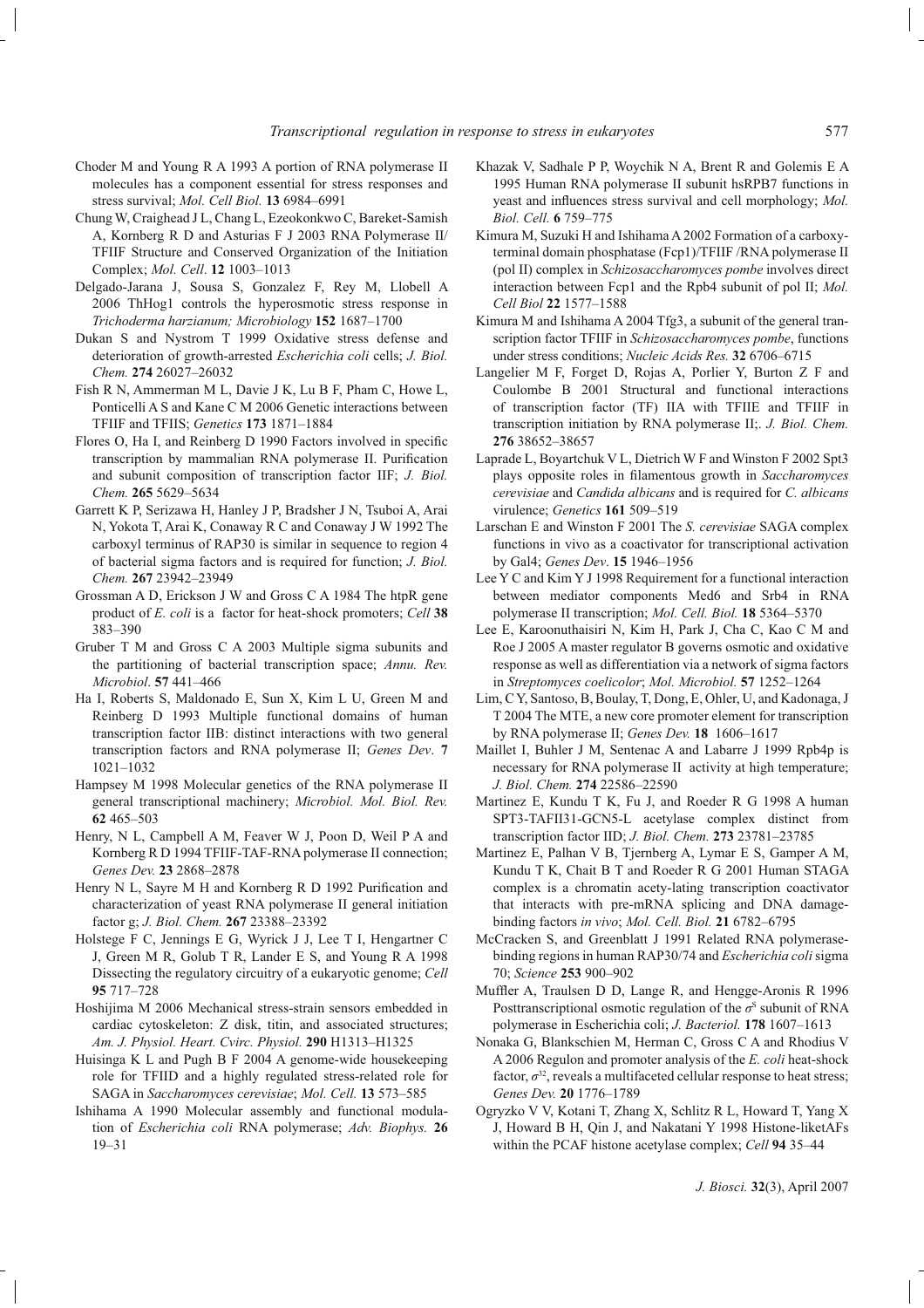Choder M and Young R A 1993 A portion of RNA polymerase II molecules has a component essential for stress responses and stress survival; *Mol. Cell Biol.* **13** 6984–6991

Chung W, Craighead J L, Chang L, Ezeokonkwo C, Bareket-Samish A, Kornberg R D and Asturias F J 2003 RNA Polymerase II/ TFIIF Structure and Conserved Organization of the Initiation Complex; *Mol. Cell*. **12** 1003–1013

Delgado-Jarana J, Sousa S, Gonzalez F, Rey M, Llobell A 2006 ThHog1 controls the hyperosmotic stress response in *Trichoderma harzianum; Microbiology* **152** 1687–1700

Dukan S and Nystrom T 1999 Oxidative stress defense and deterioration of growth-arrested *Escherichia coli* cells; *J. Biol. Chem.* **274** 26027–26032

Fish R N, Ammerman M L, Davie J K, Lu B F, Pham C, Howe L, Ponticelli A S and Kane C M 2006 Genetic interactions between TFIIF and TFIIS; *Genetics* **173** 1871–1884

Flores O, Ha I, and Reinberg D 1990 Factors involved in specific transcription by mammalian RNA polymerase II. Purification and subunit composition of transcription factor IIF; *J. Biol. Chem.* **265** 5629–5634

Garrett K P, Serizawa H, Hanley J P, Bradsher J N, Tsuboi A, Arai N, Yokota T, Arai K, Conaway R C and Conaway J W 1992 The carboxyl terminus of RAP30 is similar in sequence to region 4 of bacterial sigma factors and is required for function; *J. Biol. Chem.* **267** 23942–23949

Grossman A D, Erickson J W and Gross C A 1984 The htpR gene product of *E. coli* is a factor for heat-shock promoters; *Cell* **38** 383–390

Gruber T M and Gross C A 2003 Multiple sigma subunits and the partitioning of bacterial transcription space; *Annu. Rev. Microbiol*. **57** 441–466

Ha I, Roberts S, Maldonado E, Sun X, Kim L U, Green M and Reinberg D 1993 Multiple functional domains of human transcription factor IIB: distinct interactions with two general transcription factors and RNA polymerase II; *Genes Dev*. **7** 1021–1032

Hampsey M 1998 Molecular genetics of the RNA polymerase II general transcriptional machinery; *Microbiol. Mol. Biol. Rev.* **62** 465–503

Henry, N L, Campbell A M, Feaver W J, Poon D, Weil P A and Kornberg R D 1994 TFIIF-TAF-RNA polymerase II connection; *Genes Dev.* **23** 2868–2878

Henry N L, Sayre M H and Kornberg R D 1992 Purification and characterization of yeast RNA polymerase II general initiation factor g; *J. Biol. Chem.* **267** 23388–23392

Holstege F C, Jennings E G, Wyrick J J, Lee T I, Hengartner C J, Green M R, Golub T R, Lander E S, and Young R A 1998 Dissecting the regulatory circuitry of a eukaryotic genome; *Cell* **95** 717–728

Hoshijima M 2006 Mechanical stress-strain sensors embedded in cardiac cytoskeleton: Z disk, titin, and associated structures; *Am. J. Physiol. Heart. Cvirc. Physiol.* **290** H1313–H1325

Huisinga K L and Pugh B F 2004 A genome-wide housekeeping role for TFIID and a highly regulated stress-related role for SAGA in *Saccharomyces cerevisiae*; *Mol. Cell.* **13** 573–585

Ishihama A 1990 Molecular assembly and functional modulation of *Escherichia coli* RNA polymerase; *Adv. Biophys.* **26** 19–31

Khazak V, Sadhale P P, Woychik N A, Brent R and Golemis E A 1995 Human RNA polymerase II subunit hsRPB7 functions in yeast and influences stress survival and cell morphology; *Mol. Biol. Cell.* **6** 759–775

Kimura M, Suzuki H and Ishihama A 2002 Formation of a carboxy-terminal domain phosphatase (Fcp1)/TFIIF /RNA polymerase II (pol II) complex in *Schizosaccharomyces pombe* involves direct interaction between Fcp1 and the Rpb4 subunit of pol II; *Mol. Cell Biol* **22** 1577–1588

Kimura M and Ishihama A 2004 Tfg3, a subunit of the general transcription factor TFIIF in *Schizosaccharomyces pombe*, functions under stress conditions; *Nucleic Acids Res.* **32** 6706–6715

Langelier M F, Forget D, Rojas A, Porlier Y, Burton Z F and Coulombe B 2001 Structural and functional interactions of transcription factor (TF) IIA with TFIIE and TFIIF in transcription initiation by RNA polymerase II;. *J. Biol. Chem.* **276** 38652–38657

Laprade L, Boyartchuk V L, Dietrich W F and Winston F 2002 Spt3 plays opposite roles in filamentous growth in *Saccharomyces cerevisiae* and *Candida albicans* and is required for *C. albicans* virulence; *Genetics* **161** 509–519

Larschan E and Winston F 2001 The *S. cerevisiae* SAGA complex functions in vivo as a coactivator for transcriptional activation by Gal4; *Genes Dev*. **15** 1946–1956

Lee Y C and Kim Y J 1998 Requirement for a functional interaction between mediator components Med6 and Srb4 in RNA polymerase II transcription; *Mol. Cell. Biol.* **18** 5364–5370

Lee E, Karoonuthaisiri N, Kim H, Park J, Cha C, Kao C M and Roe J 2005 A master regulator B governs osmotic and oxidative response as well as differentiation via a network of sigma factors in *Streptomyces coelicolor*; *Mol. Microbiol.* **57** 1252–1264

Lim, C Y, Santoso, B, Boulay, T, Dong, E, Ohler, U, and Kadonaga, J T 2004 The MTE, a new core promoter element for transcription by RNA polymerase II; *Genes Dev.* **18** 1606–1617

Maillet I, Buhler J M, Sentenac A and Labarre J 1999 Rpb4p is necessary for RNA polymerase II activity at high temperature; *J. Biol. Chem.* **274** 22586–22590

Martinez E, Kundu T K, Fu J, and Roeder R G 1998 A human SPT3-TAFII31-GCN5-L acetylase complex distinct from transcription factor IID; *J. Biol. Chem.* **273** 23781–23785

Martinez E, Palhan V B, Tjernberg A, Lymar E S, Gamper A M, Kundu T K, Chait B T and Roeder R G 2001 Human STAGA complex is a chromatin acety-lating transcription coactivator that interacts with pre-mRNA splicing and DNA damage-binding factors *in vivo*; *Mol. Cell. Biol.* **21** 6782–6795

McCracken S, and Greenblatt J 1991 Related RNA polymerase-binding regions in human RAP30/74 and *Escherichia coli* sigma 70; *Science* **253** 900–902

Muffler A, Traulsen D D, Lange R, and Hengge-Aronis R 1996 Posttranscriptional osmotic regulation of the $\sigma^S$ subunit of RNA polymerase in Escherichia coli; *J. Bacteriol.* **178** 1607–1613

Nonaka G, Blankschien M, Herman C, Gross C A and Rhodius V A 2006 Regulon and promoter analysis of the *E. coli* heat-shock factor, $\sigma^{32}$, reveals a multifaceted cellular response to heat stress; *Genes Dev.* **20** 1776–1789

Ogryzko V V, Kotani T, Zhang X, Schlitz R L, Howard T, Yang X J, Howard B H, Qin J, and Nakatani Y 1998 Histone-liketAFs within the PCAF histone acetylase complex; *Cell* **94** 35–44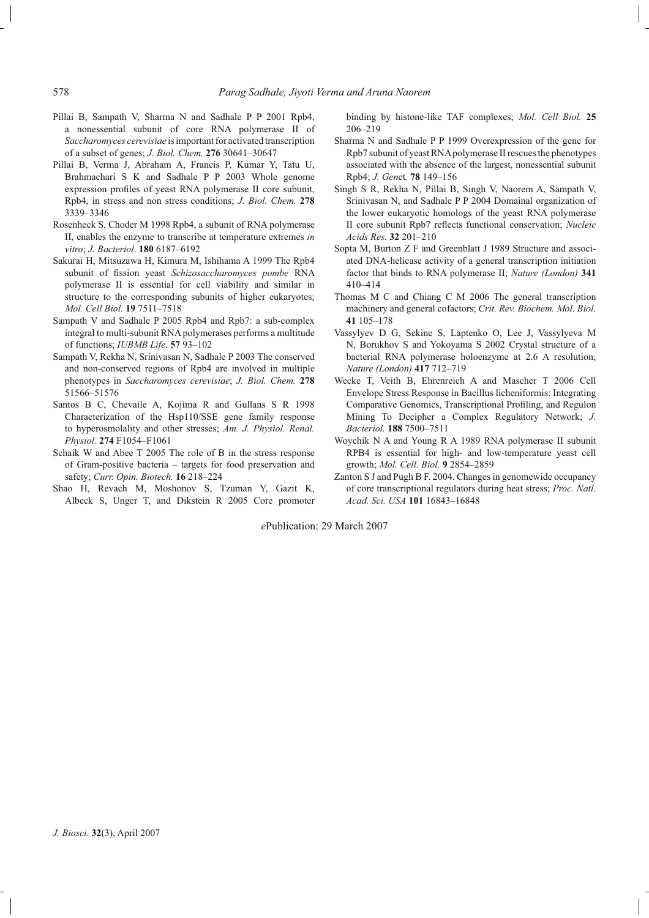Pillai B, Sampath V, Sharma N and Sadhale P P 2001 Rpb4, a nonessential subunit of core RNA polymerase II of *Saccharomyces cerevisiae* is important for activated transcription of a subset of genes; *J. Biol. Chem.* **276** 30641–30647

Pillai B, Verma J, Abraham A, Francis P, Kumar Y, Tatu U, Brahmachari S K and Sadhale P P 2003 Whole genome expression profiles of yeast RNA polymerase II core subunit, Rpb4, in stress and non stress conditions; *J. Biol. Chem.* **278** 3339–3346

Rosenheck S, Choder M 1998 Rpb4, a subunit of RNA polymerase II, enables the enzyme to transcribe at temperature extremes *in vitro*; *J. Bacteriol*. **180** 6187–6192

Sakurai H, Mitsuzawa H, Kimura M, Ishihama A 1999 The Rpb4 subunit of fission yeast *Schizosaccharomyces pombe* RNA polymerase II is essential for cell viability and similar in structure to the corresponding subunits of higher eukaryotes; *Mol. Cell Biol.* **19** 7511–7518

Sampath V and Sadhale P 2005 Rpb4 and Rpb7: a sub-complex integral to multi-subunit RNA polymerases performs a multitude of functions; *IUBMB Life.* **57** 93–102

Sampath V, Rekha N, Srinivasan N, Sadhale P 2003 The conserved and non-conserved regions of Rpb4 are involved in multiple phenotypes in *Saccharomyces cerevisiae*; *J. Biol. Chem.* **278** 51566–51576

Santos B C, Chevaile A, Kojima R and Gullans S R 1998 Characterization of the Hsp110/SSE gene family response to hyperosmolality and other stresses; *Am. J. Physiol. Renal. Physiol.* **274** F1054–F1061

Schaik W and Abee T 2005 The role of B in the stress response of Gram-positive bacteria – targets for food preservation and safety; *Curr. Opin. Biotech.* **16** 218–224

Shao H, Revach M, Moshonov S, Tzuman Y, Gazit K, Albeck S, Unger T, and Dikstein R 2005 Core promoter binding by histone-like TAF complexes; *Mol. Cell Biol.* **25** 206–219

Sharma N and Sadhale P P 1999 Overexpression of the gene for Rpb7 subunit of yeast RNA polymerase II rescues the phenotypes associated with the absence of the largest, nonessential subunit Rpb4; *J. Gen*et*.* **78** 149–156

Singh S R, Rekha N, Pillai B, Singh V, Naorem A, Sampath V, Srinivasan N, and Sadhale P P 2004 Domainal organization of the lower eukaryotic homologs of the yeast RNA polymerase II core subunit Rpb7 reflects functional conservation; *Nucleic Acids Res.* **32** 201–210

Sopta M, Burton Z F and Greenblatt J 1989 Structure and associated DNA-helicase activity of a general transcription initiation factor that binds to RNA polymerase II; *Nature (London)* **341** 410–414

Thomas M C and Chiang C M 2006 The general transcription machinery and general cofactors; *Crit. Rev. Biochem. Mol. Biol.* **41** 105–178

Vassylyev D G, Sekine S, Laptenko O, Lee J, Vassylyeva M N, Borukhov S and Yokoyama S 2002 Crystal structure of a bacterial RNA polymerase holoenzyme at 2.6 A resolution; *Nature (London)* **417** 712–719

Wecke T, Veith B, Ehrenreich A and Mascher T 2006 Cell Envelope Stress Response in Bacillus licheniformis: Integrating Comparative Genomics, Transcriptional Profiling, and Regulon Mining To Decipher a Complex Regulatory Network; *J. Bacteriol.* **188** 7500–7511

Woychik N A and Young R A 1989 RNA polymerase II subunit RPB4 is essential for high- and low-temperature yeast cell growth; *Mol. Cell. Biol.* **9** 2854–2859

Zanton S J and Pugh B F. 2004. Changes in genomewide occupancy of core transcriptional regulators during heat stress; *Proc. Natl. Acad. Sci. USA* **101** 16843–16848

*e*Publication: 29 March 2007